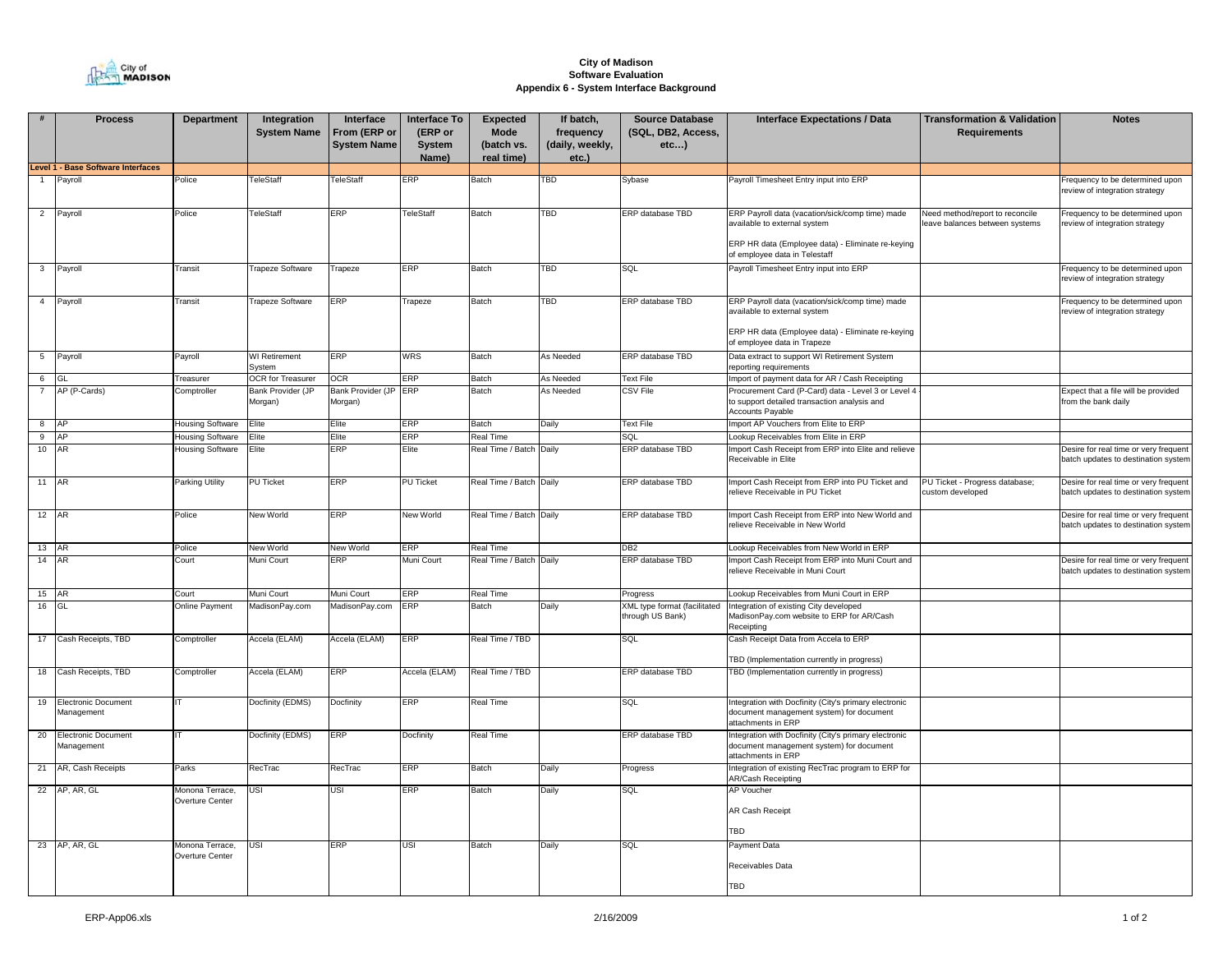# City of Madison
## Software Evaluation
### Appendix 6 - System Interface Background

| # | Process | Department | Integration System Name | Interface From (ERP or System Name | Interface To (ERP or System Name) | Expected Mode (batch vs. real time) | If batch, frequency (daily, weekly, etc.) | Source Database (SQL, DB2, Access, etc…) | Interface Expectations / Data | Transformation & Validation Requirements | Notes |
|---|---|---|---|---|---|---|---|---|---|---|---|
| **Level 1 - Base Software Interfaces** | | | | | | | | | | | |
| 1 | Payroll | Police | TeleStaff | TeleStaff | ERP | Batch | TBD | Sybase | Payroll Timesheet Entry input into ERP | | Frequency to be determined upon review of integration strategy |
| 2 | Payroll | Police | TeleStaff | ERP | TeleStaff | Batch | TBD | ERP database TBD | ERP Payroll data (vacation/sick/comp time) made available to external system<br><br>ERP HR data (Employee data) - Eliminate re-keying of employee data in Telestaff | Need method/report to reconcile leave balances between systems | Frequency to be determined upon review of integration strategy |
| 3 | Payroll | Transit | Trapeze Software | Trapeze | ERP | Batch | TBD | SQL | Payroll Timesheet Entry input into ERP | | Frequency to be determined upon review of integration strategy |
| 4 | Payroll | Transit | Trapeze Software | ERP | Trapeze | Batch | TBD | ERP database TBD | ERP Payroll data (vacation/sick/comp time) made available to external system<br><br>ERP HR data (Employee data) - Eliminate re-keying of employee data in Trapeze | | Frequency to be determined upon review of integration strategy |
| 5 | Payroll | Payroll | WI Retirement System | ERP | WRS | Batch | As Needed | ERP database TBD | Data extract to support WI Retirement System reporting requirements | | |
| 6 | GL | Treasurer | OCR for Treasurer | OCR | ERP | Batch | As Needed | Text File | Import of payment data for AR / Cash Receipting | | |
| 7 | AP (P-Cards) | Comptroller | Bank Provider (JP Morgan) | Bank Provider (JP Morgan) | ERP | Batch | As Needed | CSV File | Procurement Card (P-Card) data - Level 3 or Level 4 - to support detailed transaction analysis and Accounts Payable | | Expect that a file will be provided from the bank daily |
| 8 | AP | Housing Software | Elite | Elite | ERP | Batch | Daily | Text File | Import AP Vouchers from Elite to ERP | | |
| 9 | AP | Housing Software | Elite | Elite | ERP | Real Time | | SQL | Lookup Receivables from Elite in ERP | | |
| 10 | AR | Housing Software | Elite | ERP | Elite | Real Time / Batch | Daily | ERP database TBD | Import Cash Receipt from ERP into Elite and relieve Receivable in Elite | | Desire for real time or very frequent batch updates to destination system |
| 11 | AR | Parking Utility | PU Ticket | ERP | PU Ticket | Real Time / Batch | Daily | ERP database TBD | Import Cash Receipt from ERP into PU Ticket and relieve Receivable in PU Ticket | PU Ticket - Progress database; custom developed | Desire for real time or very frequent batch updates to destination system |
| 12 | AR | Police | New World | ERP | New World | Real Time / Batch | Daily | ERP database TBD | Import Cash Receipt from ERP into New World and relieve Receivable in New World | | Desire for real time or very frequent batch updates to destination system |
| 13 | AR | Police | New World | New World | ERP | Real Time | | DB2 | Lookup Receivables from New World in ERP | | |
| 14 | AR | Court | Muni Court | ERP | Muni Court | Real Time / Batch | Daily | ERP database TBD | Import Cash Receipt from ERP into Muni Court and relieve Receivable in Muni Court | | Desire for real time or very frequent batch updates to destination system |
| 15 | AR | Court | Muni Court | Muni Court | ERP | Real Time | | Progress | Lookup Receivables from Muni Court in ERP | | |
| 16 | GL | Online Payment | MadisonPay.com | MadisonPay.com | ERP | Batch | Daily | XML type format (facilitated through US Bank) | Integration of existing City developed MadisonPay.com website to ERP for AR/Cash Receipting | | |
| 17 | Cash Receipts, TBD | Comptroller | Accela (ELAM) | Accela (ELAM) | ERP | Real Time / TBD | | SQL | Cash Receipt Data from Accela to ERP<br><br>TBD (Implementation currently in progress) | | |
| 18 | Cash Receipts, TBD | Comptroller | Accela (ELAM) | ERP | Accela (ELAM) | Real Time / TBD | | ERP database TBD | TBD (Implementation currently in progress) | | |
| 19 | Electronic Document Management | IT | Docfinity (EDMS) | Docfinity | ERP | Real Time | | SQL | Integration with Docfinity (City's primary electronic document management system) for document attachments in ERP | | |
| 20 | Electronic Document Management | IT | Docfinity (EDMS) | ERP | Docfinity | Real Time | | ERP database TBD | Integration with Docfinity (City's primary electronic document management system) for document attachments in ERP | | |
| 21 | AR, Cash Receipts | Parks | RecTrac | RecTrac | ERP | Batch | Daily | Progress | Integration of existing RecTrac program to ERP for AR/Cash Receipting | | |
| 22 | AP, AR, GL | Monona Terrace, Overture Center | USI | USI | ERP | Batch | Daily | SQL | AP Voucher<br><br>AR Cash Receipt<br><br>TBD | | |
| 23 | AP, AR, GL | Monona Terrace, Overture Center | USI | ERP | USI | Batch | Daily | SQL | Payment Data<br><br>Receivables Data<br><br>TBD | | |

ERP-App06.xls 2/16/2009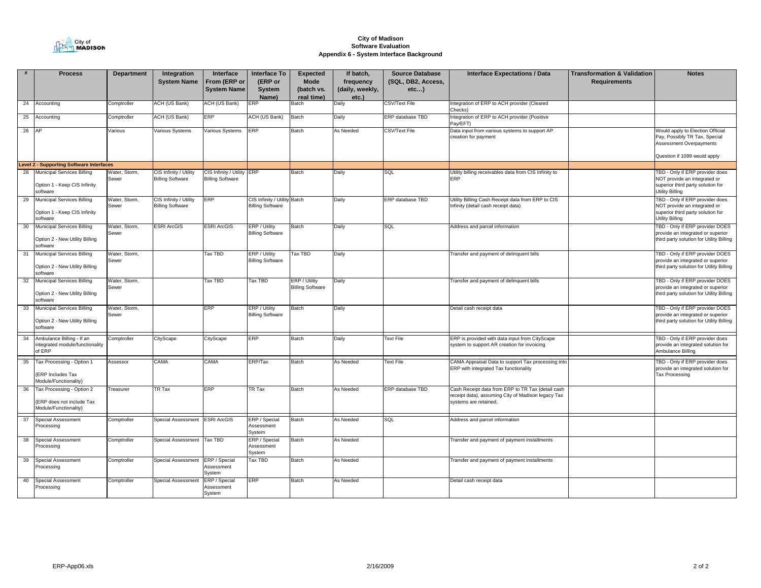**City of Madison**
**Software Evaluation**
**Appendix 6 - System Interface Background**

| # | Process | Department | Integration System Name | Interface From (ERP or System Name | Interface To (ERP or System Name) | Expected Mode (batch vs. real time) | If batch, frequency (daily, weekly, etc.) | Source Database (SQL, DB2, Access, etc…) | Interface Expectations / Data | Transformation & Validation Requirements | Notes |
|---|---|---|---|---|---|---|---|---|---|---|---|
| 24 | Accounting | Comptroller | ACH (US Bank) | ACH (US Bank) | ERP | Batch | Daily | CSV/Text File | Integration of ERP to ACH provider (Cleared Checks) | | |
| 25 | Accounting | Comptroller | ACH (US Bank) | ERP | ACH (US Bank) | Batch | Daily | ERP database TBD | Integration of ERP to ACH provider (Positive Pay/EFT) | | |
| 26 | AP | Various | Various Systems | Various Systems | ERP | Batch | As Needed | CSV/Text File | Data input from various systems to support AP creation for payment | | Would apply to Election Official Pay, Possibly TR Tax, Special Assessment Overpayments<br><br>Question if 1099 would apply |
| **Level 2 - Supporting Software Interfaces** | | | | | | | | | | | |
| 28 | Municipal Services Billing<br><br>Option 1 - Keep CIS Infinity software | Water, Storm, Sewer | CIS Infinity / Utility Billing Software | CIS Infinity / Utility Billing Software | ERP | Batch | Daily | SQL | Utility billing receivables data from CIS Infinity to ERP | | TBD - Only if ERP provider does NOT provide an integrated or superior third party solution for Utility Billing |
| 29 | Municipal Services Billing<br><br>Option 1 - Keep CIS Infinity software | Water, Storm, Sewer | CIS Infinity / Utility Billing Software | ERP | CIS Infinity / Utility Billing Software | Batch | Daily | ERP database TBD | Utility Billing Cash Receipt data from ERP to CIS Infinity (detail cash receipt data) | | TBD - Only if ERP provider does NOT provide an integrated or superior third party solution for Utility Billing |
| 30 | Municipal Services Billing<br><br>Option 2 - New Utility Billing software | Water, Storm, Sewer | ESRI ArcGIS | ESRI ArcGIS | ERP / Utility Billing Software | Batch | Daily | SQL | Address and parcel information | | TBD - Only if ERP provider DOES provide an integrated or superior third party solution for Utility Billing |
| 31 | Municipal Services Billing<br><br>Option 2 - New Utility Billing software | Water, Storm, Sewer | | Tax TBD | ERP / Utility Billing Software | Tax TBD | Daily | | Transfer and payment of delinquent bills | | TBD - Only if ERP provider DOES provide an integrated or superior third party solution for Utility Billing |
| 32 | Municipal Services Billing<br><br>Option 2 - New Utility Billing software | Water, Storm, Sewer | | Tax TBD | Tax TBD | ERP / Utility Billing Software | Daily | | Transfer and payment of delinquent bills | | TBD - Only if ERP provider DOES provide an integrated or superior third party solution for Utility Billing |
| 33 | Municipal Services Billing<br><br>Option 2 - New Utility Billing software | Water, Storm, Sewer | | ERP | ERP / Utility Billing Software | Batch | Daily | | Detail cash receipt data | | TBD - Only if ERP provider DOES provide an integrated or superior third party solution for Utility Billing |
| 34 | Ambulance Billing - If an integrated module/functionality of ERP | Comptroller | CityScape | CityScape | ERP | Batch | Daily | Text File | ERP is provided with data input from CityScape system to support AR creation for invoicing | | TBD - Only if ERP provider does provide an integrated solution for Ambulance Billing |
| 35 | Tax Processing - Option 1<br><br>(ERP Includes Tax Module/Functionality) | Assessor | CAMA | CAMA | ERP/Tax | Batch | As Needed | Text File | CAMA Appraisal Data to support Tax processing into ERP with integrated Tax functionality | | TBD - Only if ERP provider does provide an integrated solution for Tax Processing |
| 36 | Tax Processing - Option 2<br><br>(ERP does not include Tax Module/Functionality) | Treasurer | TR Tax | ERP | TR Tax | Batch | As Needed | ERP database TBD | Cash Receipt data from ERP to TR Tax (detail cash receipt data), assuming City of Madison legacy Tax systems are retained. | | |
| 37 | Special Assessment Processing | Comptroller | Special Assessment | ESRI ArcGIS | ERP / Special Assessment System | Batch | As Needed | SQL | Address and parcel information | | |
| 38 | Special Assessment Processing | Comptroller | Special Assessment | Tax TBD | ERP / Special Assessment System | Batch | As Needed | | Transfer and payment of payment installments | | |
| 39 | Special Assessment Processing | Comptroller | Special Assessment | ERP / Special Assessment System | Tax TBD | Batch | As Needed | | Transfer and payment of payment installments | | |
| 40 | Special Assessment Processing | Comptroller | Special Assessment | ERP / Special Assessment System | ERP | Batch | As Needed | | Detail cash receipt data | | |

ERP-App06.xls 2/16/2009